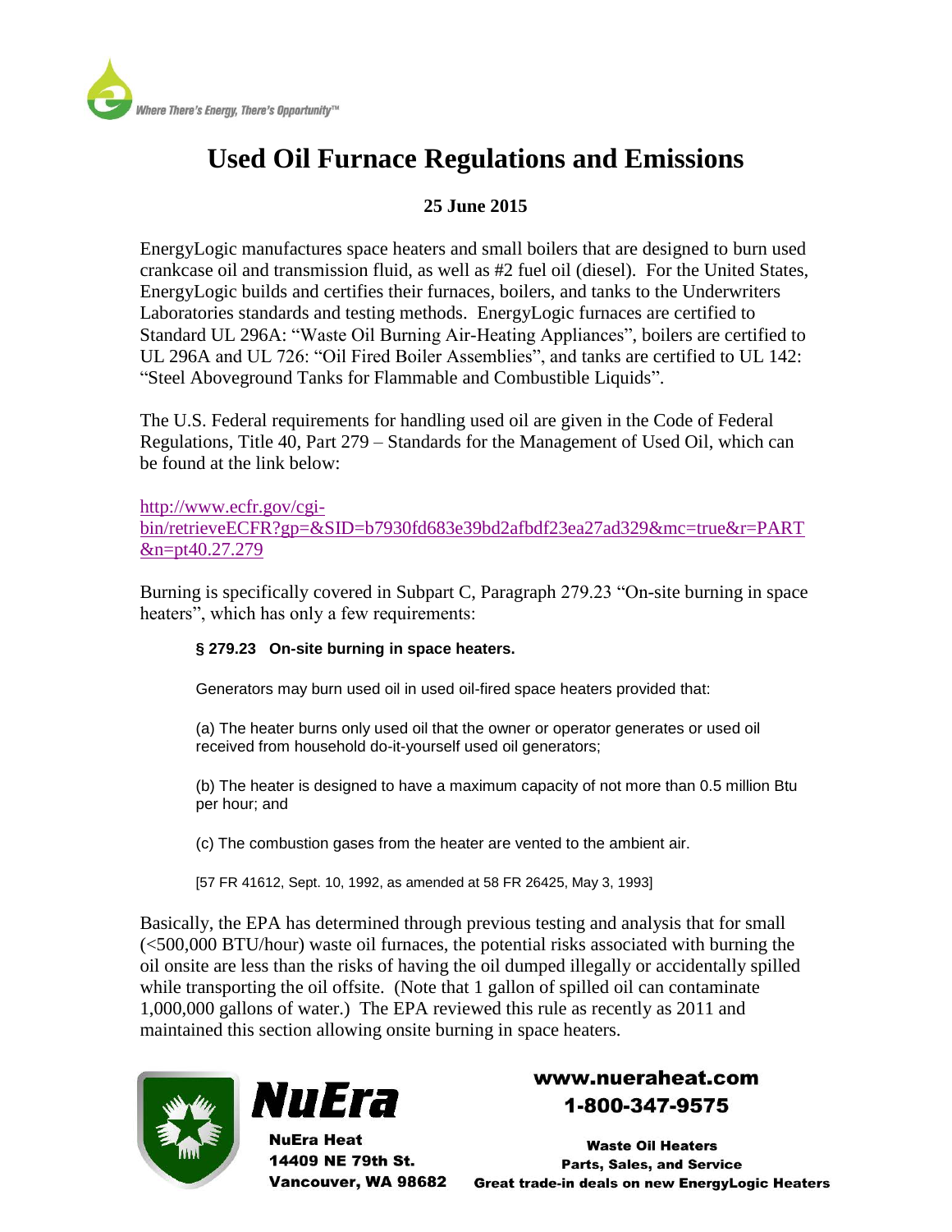Where There's Energy, There's Opportunity™

# Used Oil Furnace Regulations and Emissions

**25 June 2015**

EnergyLogic manufactures space heaters and small boilers that are designed to burn used crankcase oil and transmission fluid, as well as #2 fuel oil (diesel). For the United States, EnergyLogic builds and certifies their furnaces, boilers, and tanks to the Underwriters Laboratories standards and testing methods. EnergyLogic furnaces are certified to Standard UL 296A: "Waste Oil Burning Air-Heating Appliances", boilers are certified to UL 296A and UL 726: "Oil Fired Boiler Assemblies", and tanks are certified to UL 142: "Steel Aboveground Tanks for Flammable and Combustible Liquids".

The U.S. Federal requirements for handling used oil are given in the Code of Federal Regulations, Title 40, Part 279 – Standards for the Management of Used Oil, which can be found at the link below:

http://www.ecfr.gov/cgi-bin/retrieveECFR?gp=&SID=b7930fd683e39bd2afbdf23ea27ad329&mc=true&r=PART&n=pt40.27.279

Burning is specifically covered in Subpart C, Paragraph 279.23 "On-site burning in space heaters", which has only a few requirements:

> **§ 279.23 On-site burning in space heaters.**
>
> Generators may burn used oil in used oil-fired space heaters provided that:
>
> (a) The heater burns only used oil that the owner or operator generates or used oil received from household do-it-yourself used oil generators;
>
> (b) The heater is designed to have a maximum capacity of not more than 0.5 million Btu per hour; and
>
> (c) The combustion gases from the heater are vented to the ambient air.
>
> [57 FR 41612, Sept. 10, 1992, as amended at 58 FR 26425, May 3, 1993]

Basically, the EPA has determined through previous testing and analysis that for small (<500,000 BTU/hour) waste oil furnaces, the potential risks associated with burning the oil onsite are less than the risks of having the oil dumped illegally or accidentally spilled while transporting the oil offsite. (Note that 1 gallon of spilled oil can contaminate 1,000,000 gallons of water.) The EPA reviewed this rule as recently as 2011 and maintained this section allowing onsite burning in space heaters.

**NuEra**

**NuEra Heat**
**14409 NE 79th St.**
**Vancouver, WA 98682**

**www.nueraheat.com**
**1-800-347-9575**

**Waste Oil Heaters**
**Parts, Sales, and Service**
**Great trade-in deals on new EnergyLogic Heaters**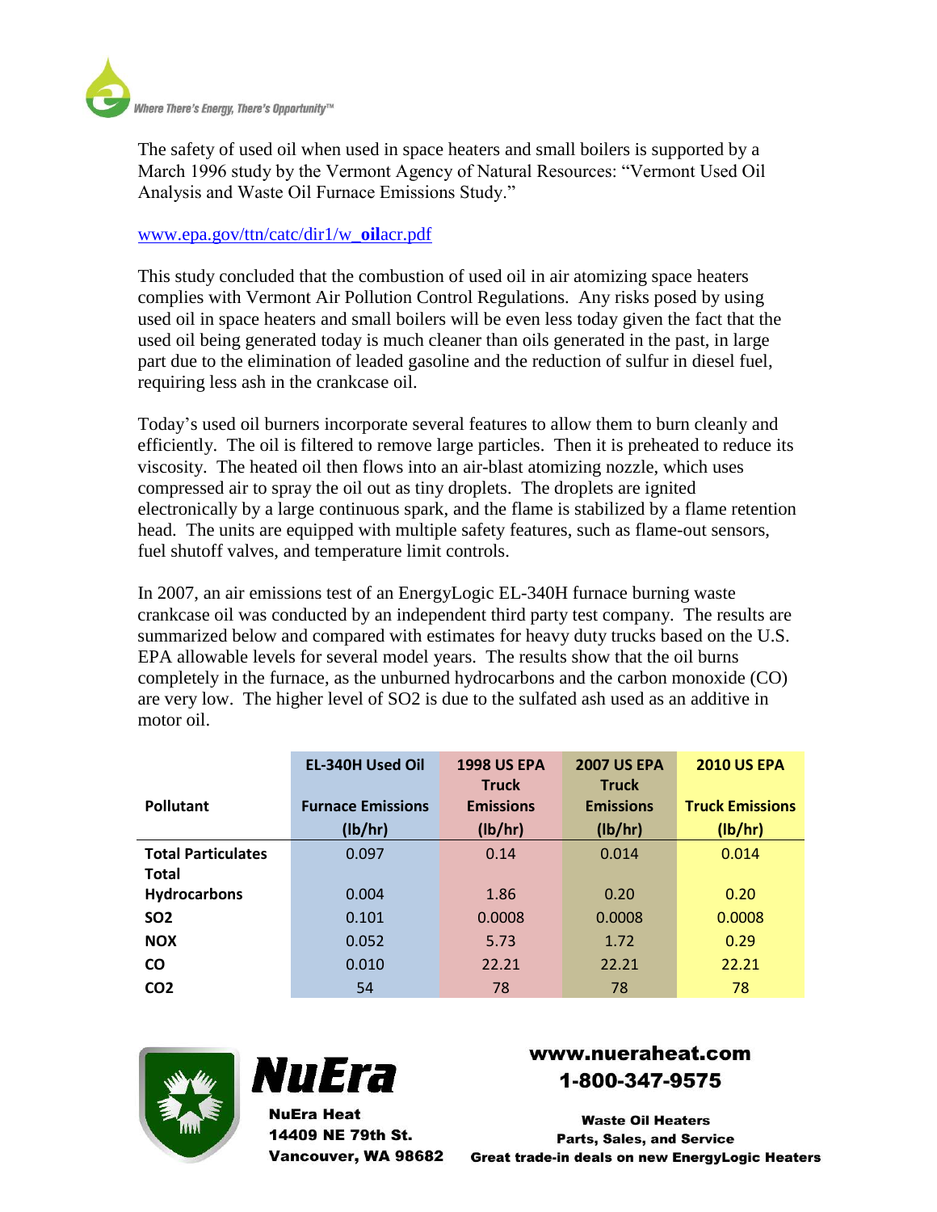The safety of used oil when used in space heaters and small boilers is supported by a March 1996 study by the Vermont Agency of Natural Resources: "Vermont Used Oil Analysis and Waste Oil Furnace Emissions Study."

www.epa.gov/ttn/catc/dir1/w_**oil**acr.pdf

This study concluded that the combustion of used oil in air atomizing space heaters complies with Vermont Air Pollution Control Regulations. Any risks posed by using used oil in space heaters and small boilers will be even less today given the fact that the used oil being generated today is much cleaner than oils generated in the past, in large part due to the elimination of leaded gasoline and the reduction of sulfur in diesel fuel, requiring less ash in the crankcase oil.

Today's used oil burners incorporate several features to allow them to burn cleanly and efficiently. The oil is filtered to remove large particles. Then it is preheated to reduce its viscosity. The heated oil then flows into an air-blast atomizing nozzle, which uses compressed air to spray the oil out as tiny droplets. The droplets are ignited electronically by a large continuous spark, and the flame is stabilized by a flame retention head. The units are equipped with multiple safety features, such as flame-out sensors, fuel shutoff valves, and temperature limit controls.

In 2007, an air emissions test of an EnergyLogic EL-340H furnace burning waste crankcase oil was conducted by an independent third party test company. The results are summarized below and compared with estimates for heavy duty trucks based on the U.S. EPA allowable levels for several model years. The results show that the oil burns completely in the furnace, as the unburned hydrocarbons and the carbon monoxide (CO) are very low. The higher level of SO2 is due to the sulfated ash used as an additive in motor oil.

| Pollutant | EL-340H Used Oil Furnace Emissions (lb/hr) | 1998 US EPA Truck Emissions (lb/hr) | 2007 US EPA Truck Emissions (lb/hr) | 2010 US EPA Truck Emissions (lb/hr) |
|---|---|---|---|---|
| **Total Particulates** | 0.097 | 0.14 | 0.014 | 0.014 |
| **Total Hydrocarbons** | 0.004 | 1.86 | 0.20 | 0.20 |
| **SO2** | 0.101 | 0.0008 | 0.0008 | 0.0008 |
| **NOX** | 0.052 | 5.73 | 1.72 | 0.29 |
| **CO** | 0.010 | 22.21 | 22.21 | 22.21 |
| **CO2** | 54 | 78 | 78 | 78 |

**NuEra**

**NuEra Heat**
**14409 NE 79th St.**
**Vancouver, WA 98682**

**www.nueraheat.com**
**1-800-347-9575**

**Waste Oil Heaters**
**Parts, Sales, and Service**
**Great trade-in deals on new EnergyLogic Heaters**